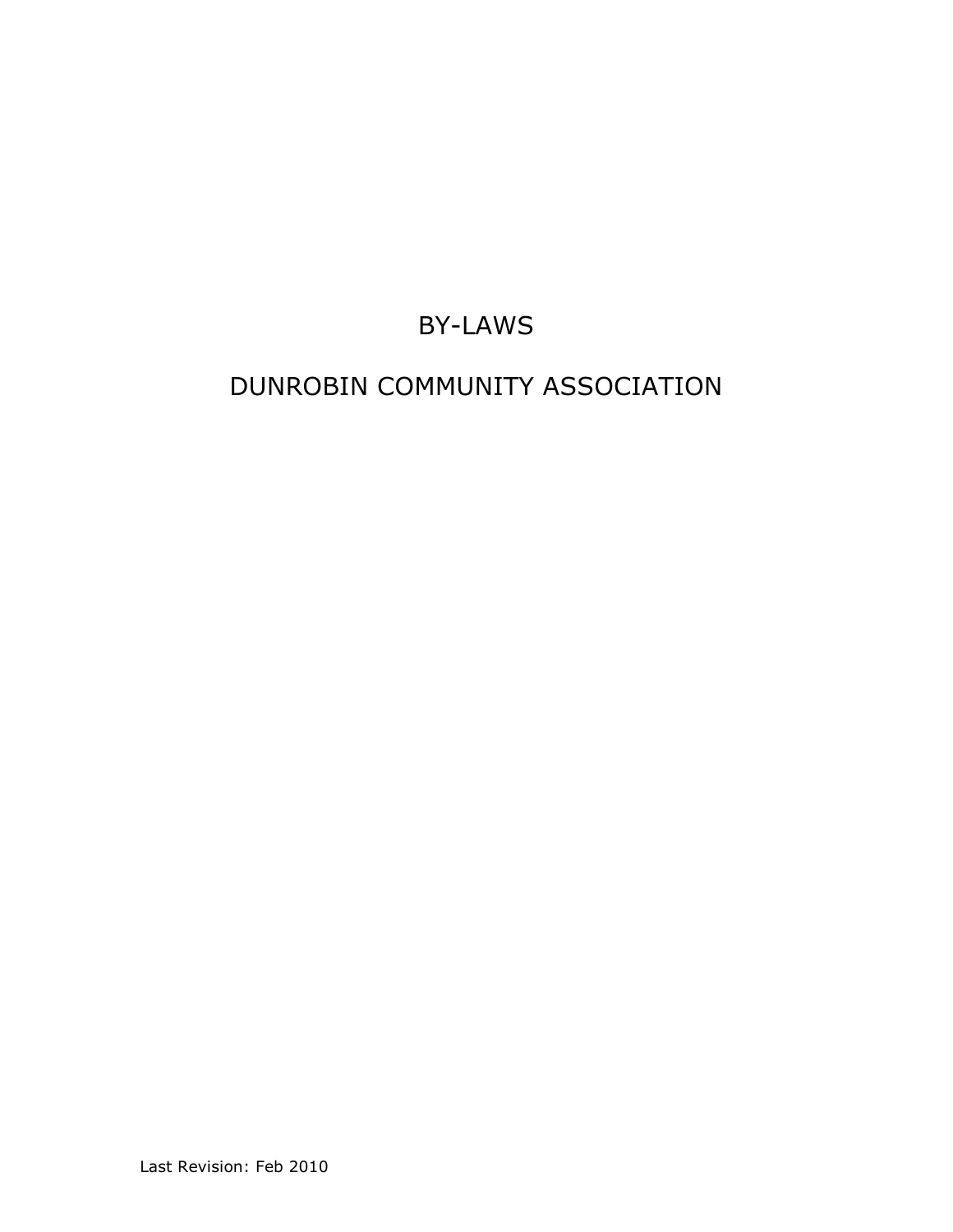# BY-LAWS

# DUNROBIN COMMUNITY ASSOCIATION

Last Revision: Feb 2010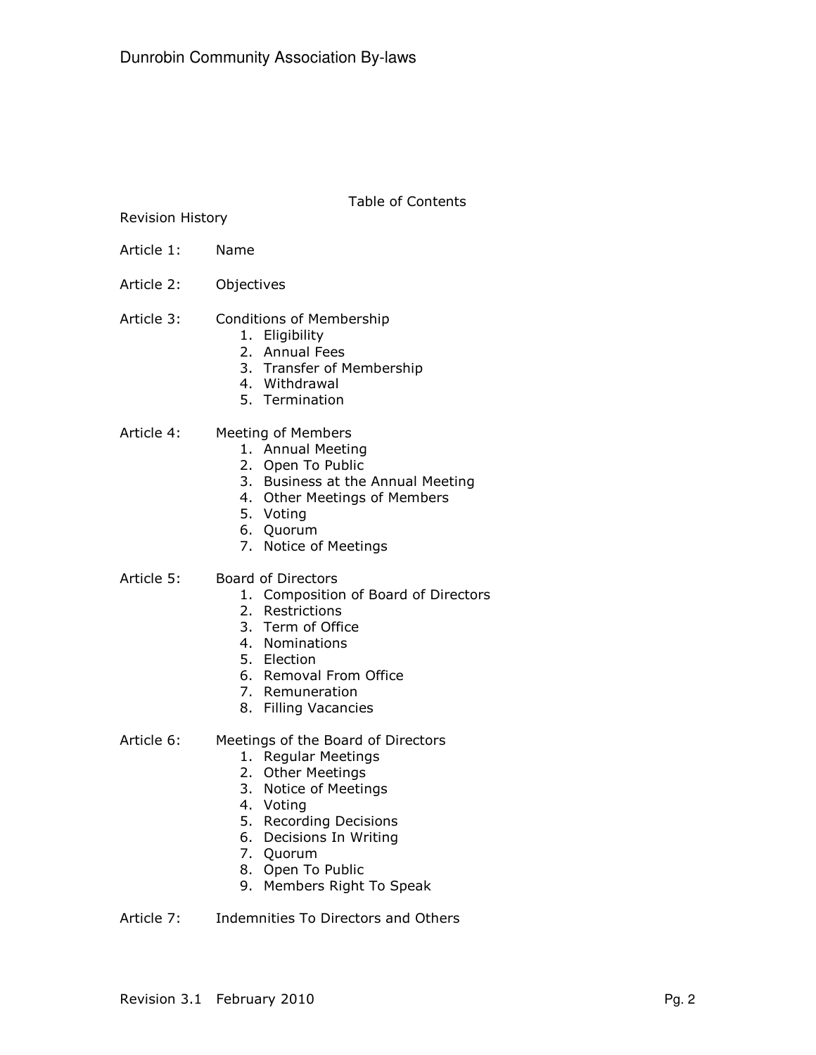## Table of Contents

Revision History

Article 1: Name

Article 2: Objectives

Article 3: Conditions of Membership
1. Eligibility
2. Annual Fees
3. Transfer of Membership
4. Withdrawal
5. Termination

Article 4: Meeting of Members
1. Annual Meeting
2. Open To Public
3. Business at the Annual Meeting
4. Other Meetings of Members
5. Voting
6. Quorum
7. Notice of Meetings

Article 5: Board of Directors
1. Composition of Board of Directors
2. Restrictions
3. Term of Office
4. Nominations
5. Election
6. Removal From Office
7. Remuneration
8. Filling Vacancies

Article 6: Meetings of the Board of Directors
1. Regular Meetings
2. Other Meetings
3. Notice of Meetings
4. Voting
5. Recording Decisions
6. Decisions In Writing
7. Quorum
8. Open To Public
9. Members Right To Speak

Article 7: Indemnities To Directors and Others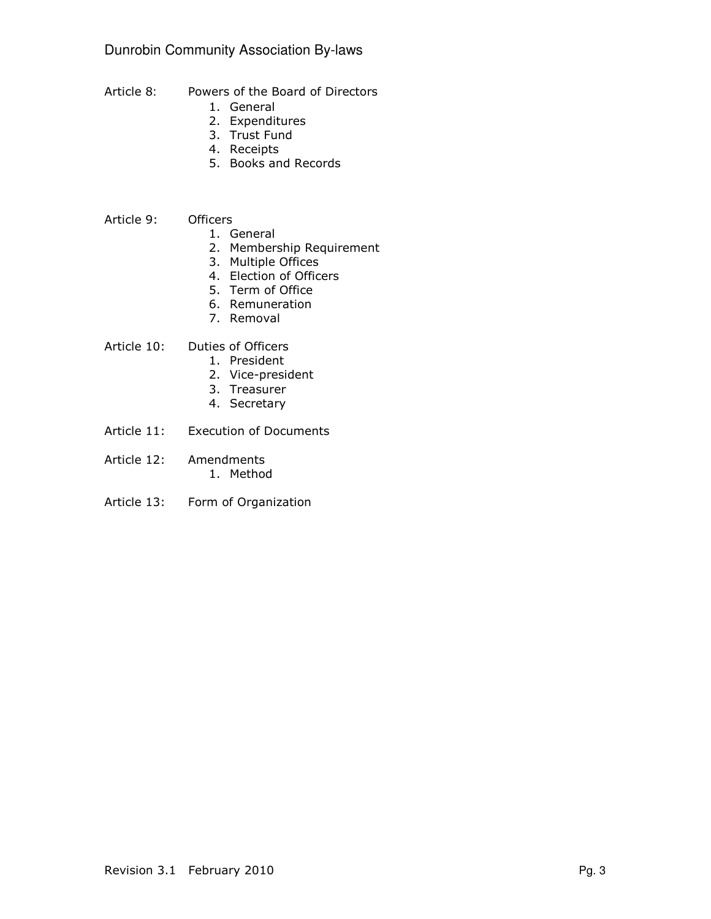Article 8: Powers of the Board of Directors

1. General
2. Expenditures
3. Trust Fund
4. Receipts
5. Books and Records

Article 9: Officers

1. General
2. Membership Requirement
3. Multiple Offices
4. Election of Officers
5. Term of Office
6. Remuneration
7. Removal

Article 10: Duties of Officers

1. President
2. Vice-president
3. Treasurer
4. Secretary

Article 11: Execution of Documents

Article 12: Amendments

1. Method

Article 13: Form of Organization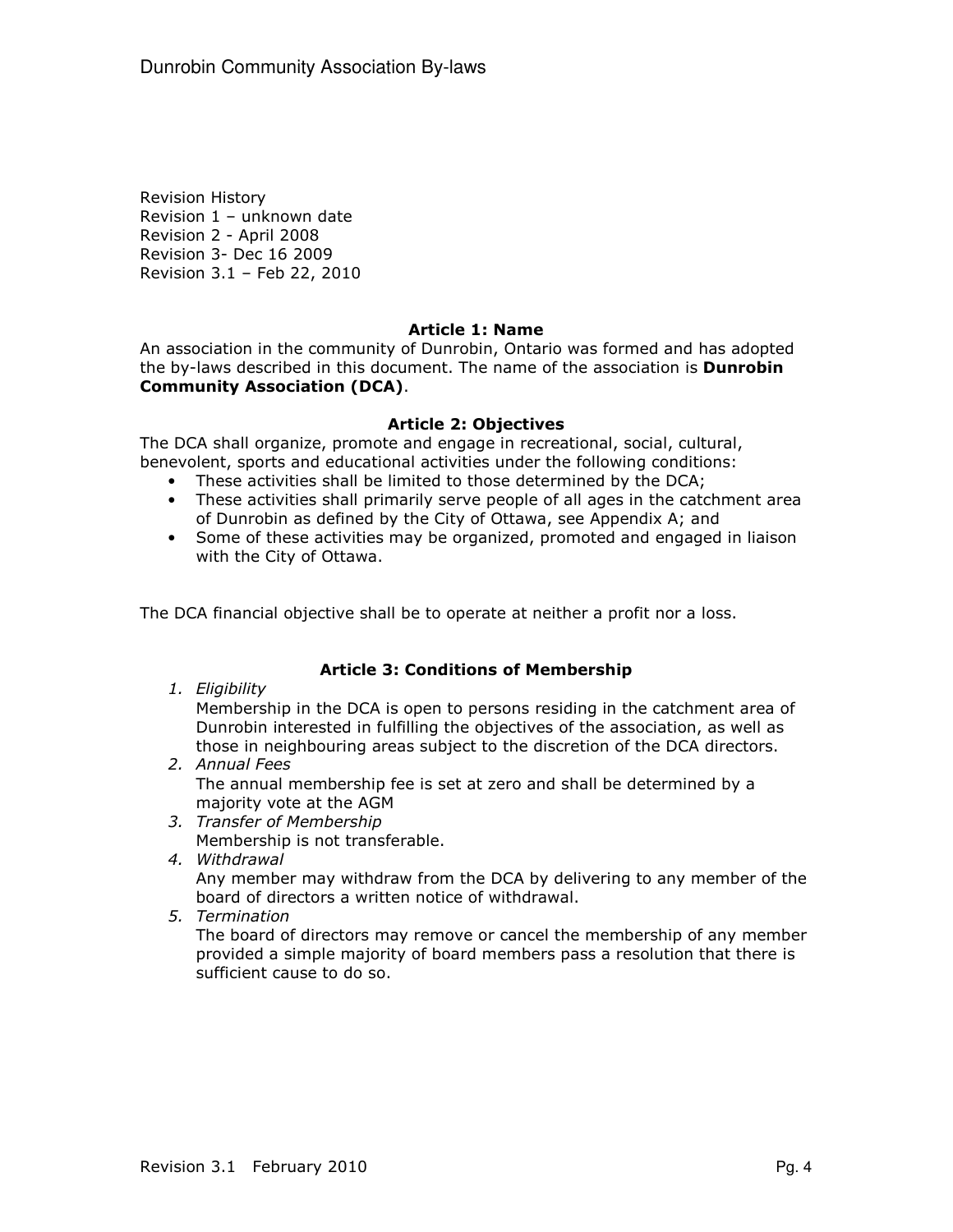Revision History
Revision 1 – unknown date
Revision 2 - April 2008
Revision 3- Dec 16 2009
Revision 3.1 – Feb 22, 2010

## Article 1: Name

An association in the community of Dunrobin, Ontario was formed and has adopted the by-laws described in this document. The name of the association is **Dunrobin Community Association (DCA)**.

## Article 2: Objectives

The DCA shall organize, promote and engage in recreational, social, cultural, benevolent, sports and educational activities under the following conditions:

- These activities shall be limited to those determined by the DCA;
- These activities shall primarily serve people of all ages in the catchment area of Dunrobin as defined by the City of Ottawa, see Appendix A; and
- Some of these activities may be organized, promoted and engaged in liaison with the City of Ottawa.

The DCA financial objective shall be to operate at neither a profit nor a loss.

## Article 3: Conditions of Membership

1. *Eligibility*
   Membership in the DCA is open to persons residing in the catchment area of Dunrobin interested in fulfilling the objectives of the association, as well as those in neighbouring areas subject to the discretion of the DCA directors.
2. *Annual Fees*
   The annual membership fee is set at zero and shall be determined by a majority vote at the AGM
3. *Transfer of Membership*
   Membership is not transferable.
4. *Withdrawal*
   Any member may withdraw from the DCA by delivering to any member of the board of directors a written notice of withdrawal.
5. *Termination*
   The board of directors may remove or cancel the membership of any member provided a simple majority of board members pass a resolution that there is sufficient cause to do so.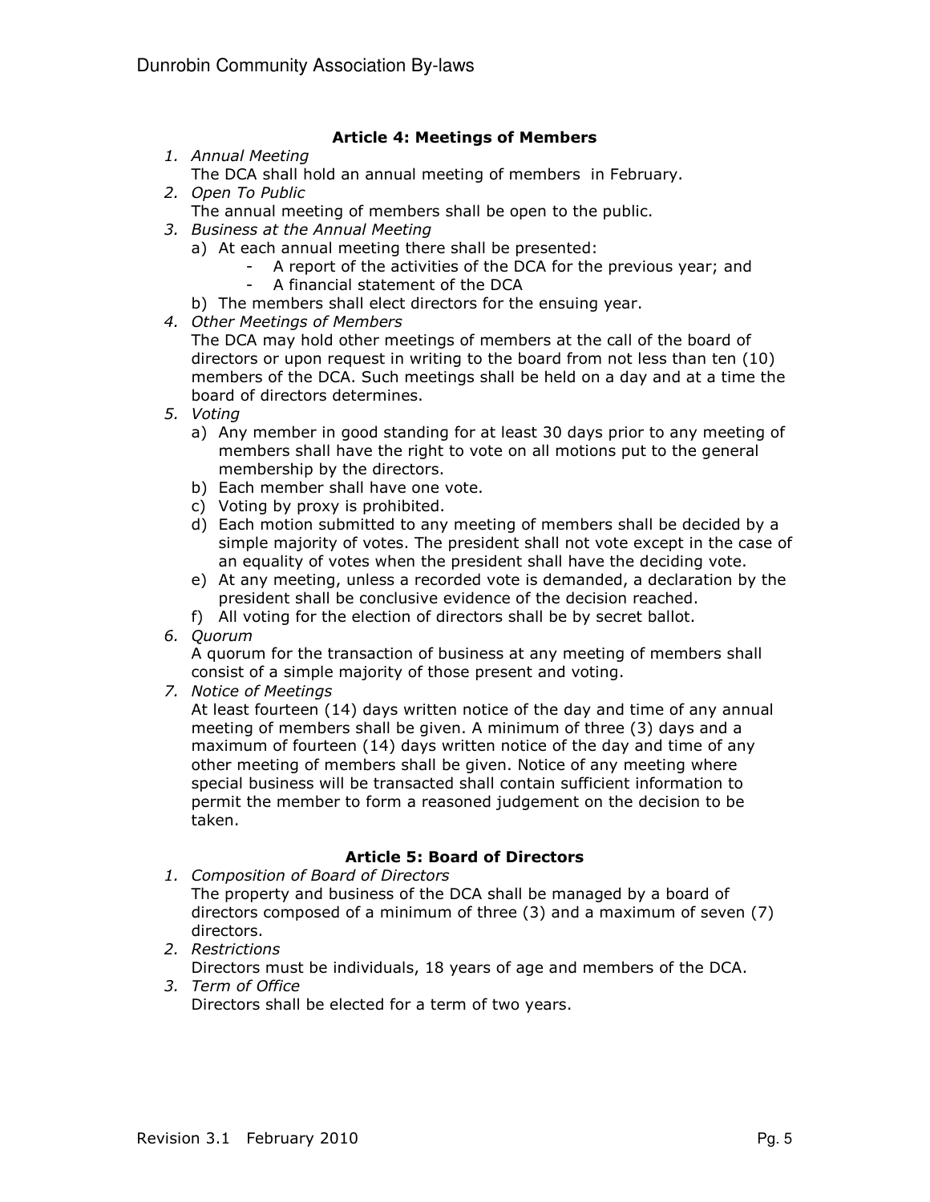### Article 4: Meetings of Members

1. *Annual Meeting*
   The DCA shall hold an annual meeting of members in February.
2. *Open To Public*
   The annual meeting of members shall be open to the public.
3. *Business at the Annual Meeting*
   a) At each annual meeting there shall be presented:
      - A report of the activities of the DCA for the previous year; and
      - A financial statement of the DCA
   b) The members shall elect directors for the ensuing year.
4. *Other Meetings of Members*
   The DCA may hold other meetings of members at the call of the board of directors or upon request in writing to the board from not less than ten (10) members of the DCA. Such meetings shall be held on a day and at a time the board of directors determines.
5. *Voting*
   a) Any member in good standing for at least 30 days prior to any meeting of members shall have the right to vote on all motions put to the general membership by the directors.
   b) Each member shall have one vote.
   c) Voting by proxy is prohibited.
   d) Each motion submitted to any meeting of members shall be decided by a simple majority of votes. The president shall not vote except in the case of an equality of votes when the president shall have the deciding vote.
   e) At any meeting, unless a recorded vote is demanded, a declaration by the president shall be conclusive evidence of the decision reached.
   f) All voting for the election of directors shall be by secret ballot.
6. *Quorum*
   A quorum for the transaction of business at any meeting of members shall consist of a simple majority of those present and voting.
7. *Notice of Meetings*
   At least fourteen (14) days written notice of the day and time of any annual meeting of members shall be given. A minimum of three (3) days and a maximum of fourteen (14) days written notice of the day and time of any other meeting of members shall be given. Notice of any meeting where special business will be transacted shall contain sufficient information to permit the member to form a reasoned judgement on the decision to be taken.

### Article 5: Board of Directors

1. *Composition of Board of Directors*
   The property and business of the DCA shall be managed by a board of directors composed of a minimum of three (3) and a maximum of seven (7) directors.
2. *Restrictions*
   Directors must be individuals, 18 years of age and members of the DCA.
3. *Term of Office*
   Directors shall be elected for a term of two years.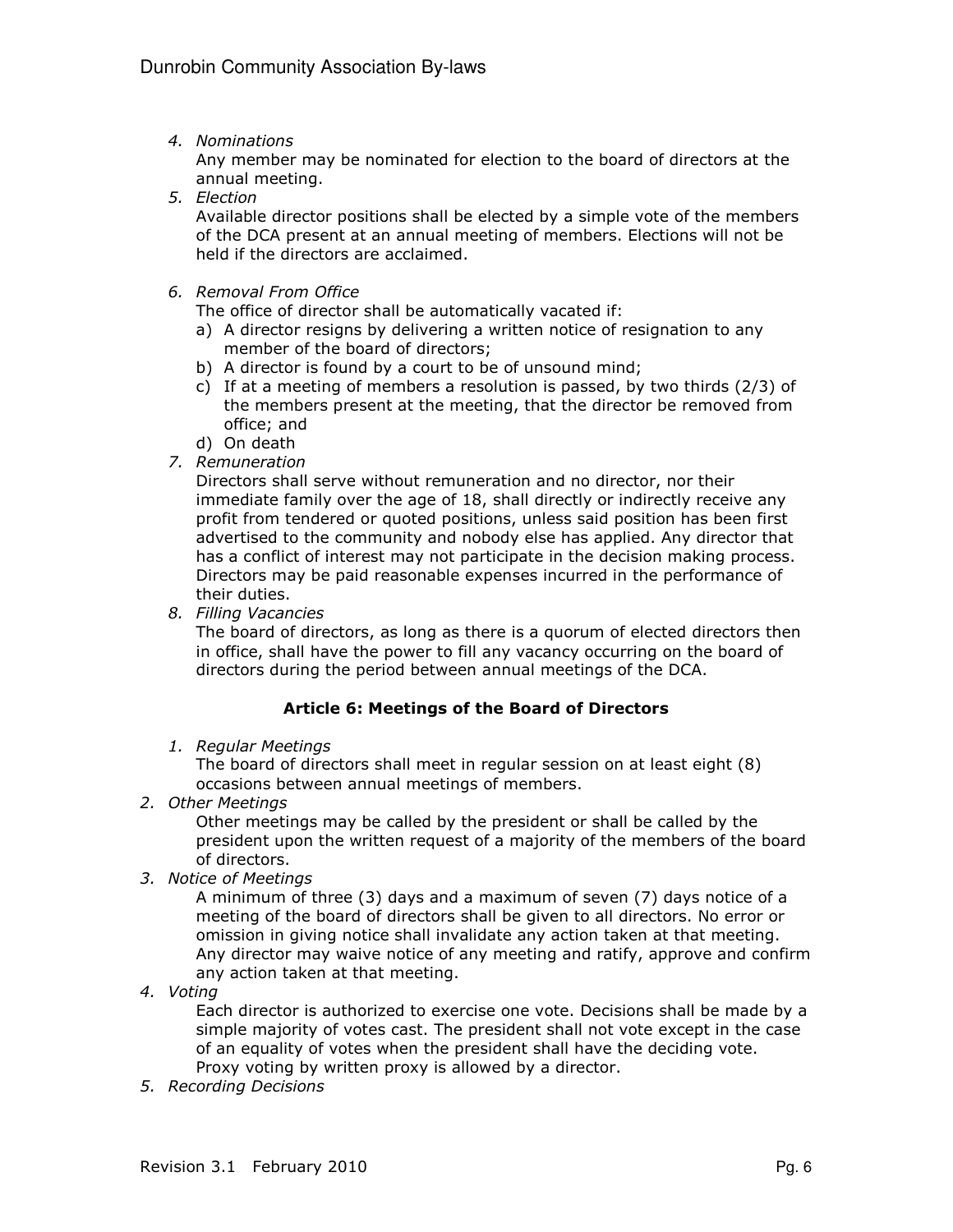4. *Nominations*

   Any member may be nominated for election to the board of directors at the annual meeting.

5. *Election*

   Available director positions shall be elected by a simple vote of the members of the DCA present at an annual meeting of members. Elections will not be held if the directors are acclaimed.

6. *Removal From Office*

   The office of director shall be automatically vacated if:

   a) A director resigns by delivering a written notice of resignation to any member of the board of directors;
   b) A director is found by a court to be of unsound mind;
   c) If at a meeting of members a resolution is passed, by two thirds (2/3) of the members present at the meeting, that the director be removed from office; and
   d) On death

7. *Remuneration*

   Directors shall serve without remuneration and no director, nor their immediate family over the age of 18, shall directly or indirectly receive any profit from tendered or quoted positions, unless said position has been first advertised to the community and nobody else has applied. Any director that has a conflict of interest may not participate in the decision making process. Directors may be paid reasonable expenses incurred in the performance of their duties.

8. *Filling Vacancies*

   The board of directors, as long as there is a quorum of elected directors then in office, shall have the power to fill any vacancy occurring on the board of directors during the period between annual meetings of the DCA.

**Article 6: Meetings of the Board of Directors**

1. *Regular Meetings*

   The board of directors shall meet in regular session on at least eight (8) occasions between annual meetings of members.

2. *Other Meetings*

   Other meetings may be called by the president or shall be called by the president upon the written request of a majority of the members of the board of directors.

3. *Notice of Meetings*

   A minimum of three (3) days and a maximum of seven (7) days notice of a meeting of the board of directors shall be given to all directors. No error or omission in giving notice shall invalidate any action taken at that meeting. Any director may waive notice of any meeting and ratify, approve and confirm any action taken at that meeting.

4. *Voting*

   Each director is authorized to exercise one vote. Decisions shall be made by a simple majority of votes cast. The president shall not vote except in the case of an equality of votes when the president shall have the deciding vote. Proxy voting by written proxy is allowed by a director.

5. *Recording Decisions*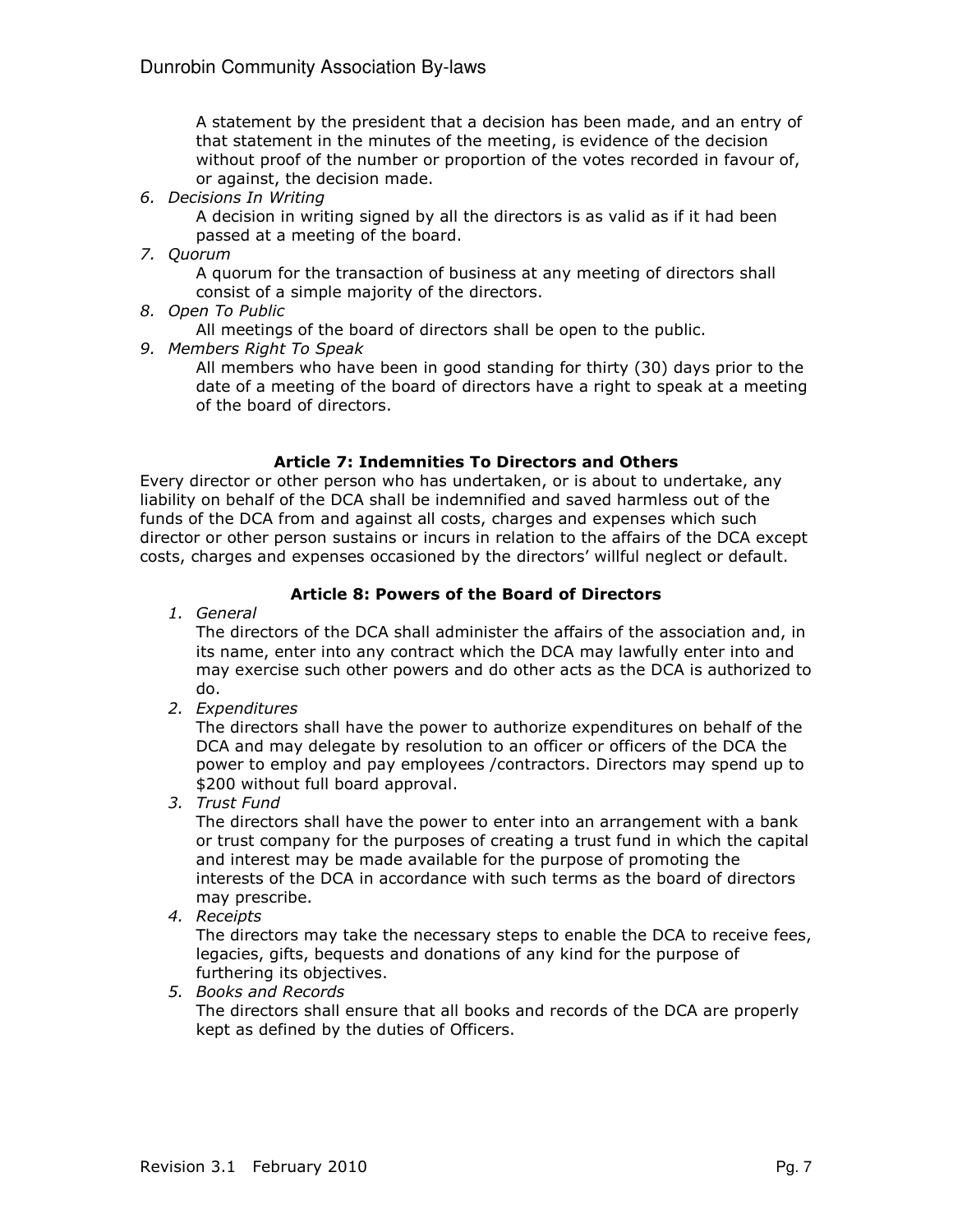A statement by the president that a decision has been made, and an entry of that statement in the minutes of the meeting, is evidence of the decision without proof of the number or proportion of the votes recorded in favour of, or against, the decision made.

6. *Decisions In Writing*

   A decision in writing signed by all the directors is as valid as if it had been passed at a meeting of the board.

7. *Quorum*

   A quorum for the transaction of business at any meeting of directors shall consist of a simple majority of the directors.

8. *Open To Public*

   All meetings of the board of directors shall be open to the public.

9. *Members Right To Speak*

   All members who have been in good standing for thirty (30) days prior to the date of a meeting of the board of directors have a right to speak at a meeting of the board of directors.

### Article 7: Indemnities To Directors and Others

Every director or other person who has undertaken, or is about to undertake, any liability on behalf of the DCA shall be indemnified and saved harmless out of the funds of the DCA from and against all costs, charges and expenses which such director or other person sustains or incurs in relation to the affairs of the DCA except costs, charges and expenses occasioned by the directors' willful neglect or default.

### Article 8: Powers of the Board of Directors

1. *General*

   The directors of the DCA shall administer the affairs of the association and, in its name, enter into any contract which the DCA may lawfully enter into and may exercise such other powers and do other acts as the DCA is authorized to do.

2. *Expenditures*

   The directors shall have the power to authorize expenditures on behalf of the DCA and may delegate by resolution to an officer or officers of the DCA the power to employ and pay employees /contractors. Directors may spend up to $200 without full board approval.

3. *Trust Fund*

   The directors shall have the power to enter into an arrangement with a bank or trust company for the purposes of creating a trust fund in which the capital and interest may be made available for the purpose of promoting the interests of the DCA in accordance with such terms as the board of directors may prescribe.

4. *Receipts*

   The directors may take the necessary steps to enable the DCA to receive fees, legacies, gifts, bequests and donations of any kind for the purpose of furthering its objectives.

5. *Books and Records*

   The directors shall ensure that all books and records of the DCA are properly kept as defined by the duties of Officers.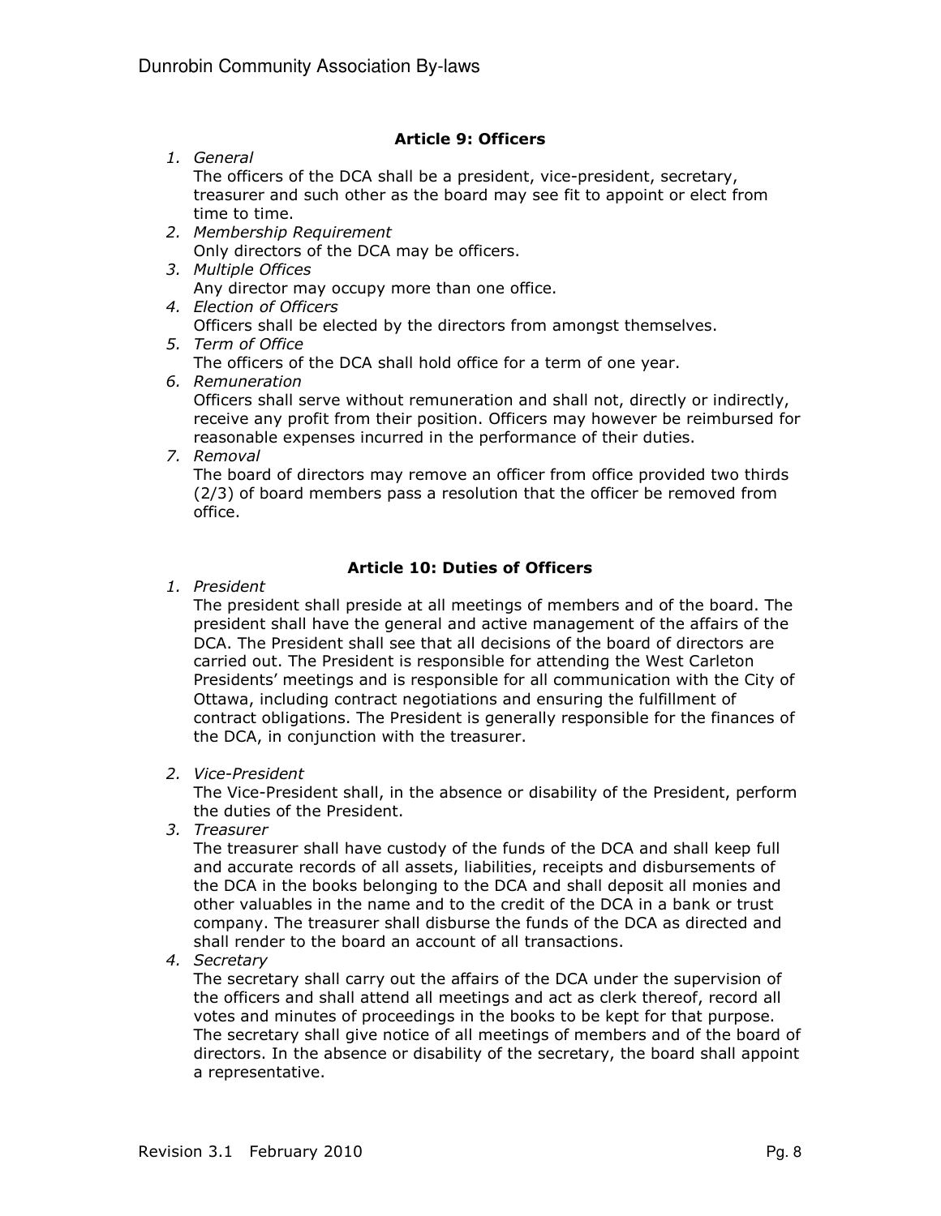### Article 9: Officers

1. *General*
   The officers of the DCA shall be a president, vice-president, secretary, treasurer and such other as the board may see fit to appoint or elect from time to time.
2. *Membership Requirement*
   Only directors of the DCA may be officers.
3. *Multiple Offices*
   Any director may occupy more than one office.
4. *Election of Officers*
   Officers shall be elected by the directors from amongst themselves.
5. *Term of Office*
   The officers of the DCA shall hold office for a term of one year.
6. *Remuneration*
   Officers shall serve without remuneration and shall not, directly or indirectly, receive any profit from their position. Officers may however be reimbursed for reasonable expenses incurred in the performance of their duties.
7. *Removal*
   The board of directors may remove an officer from office provided two thirds (2/3) of board members pass a resolution that the officer be removed from office.

### Article 10: Duties of Officers

1. *President*
   The president shall preside at all meetings of members and of the board. The president shall have the general and active management of the affairs of the DCA. The President shall see that all decisions of the board of directors are carried out. The President is responsible for attending the West Carleton Presidents' meetings and is responsible for all communication with the City of Ottawa, including contract negotiations and ensuring the fulfillment of contract obligations. The President is generally responsible for the finances of the DCA, in conjunction with the treasurer.

2. *Vice-President*
   The Vice-President shall, in the absence or disability of the President, perform the duties of the President.
3. *Treasurer*
   The treasurer shall have custody of the funds of the DCA and shall keep full and accurate records of all assets, liabilities, receipts and disbursements of the DCA in the books belonging to the DCA and shall deposit all monies and other valuables in the name and to the credit of the DCA in a bank or trust company. The treasurer shall disburse the funds of the DCA as directed and shall render to the board an account of all transactions.
4. *Secretary*
   The secretary shall carry out the affairs of the DCA under the supervision of the officers and shall attend all meetings and act as clerk thereof, record all votes and minutes of proceedings in the books to be kept for that purpose. The secretary shall give notice of all meetings of members and of the board of directors. In the absence or disability of the secretary, the board shall appoint a representative.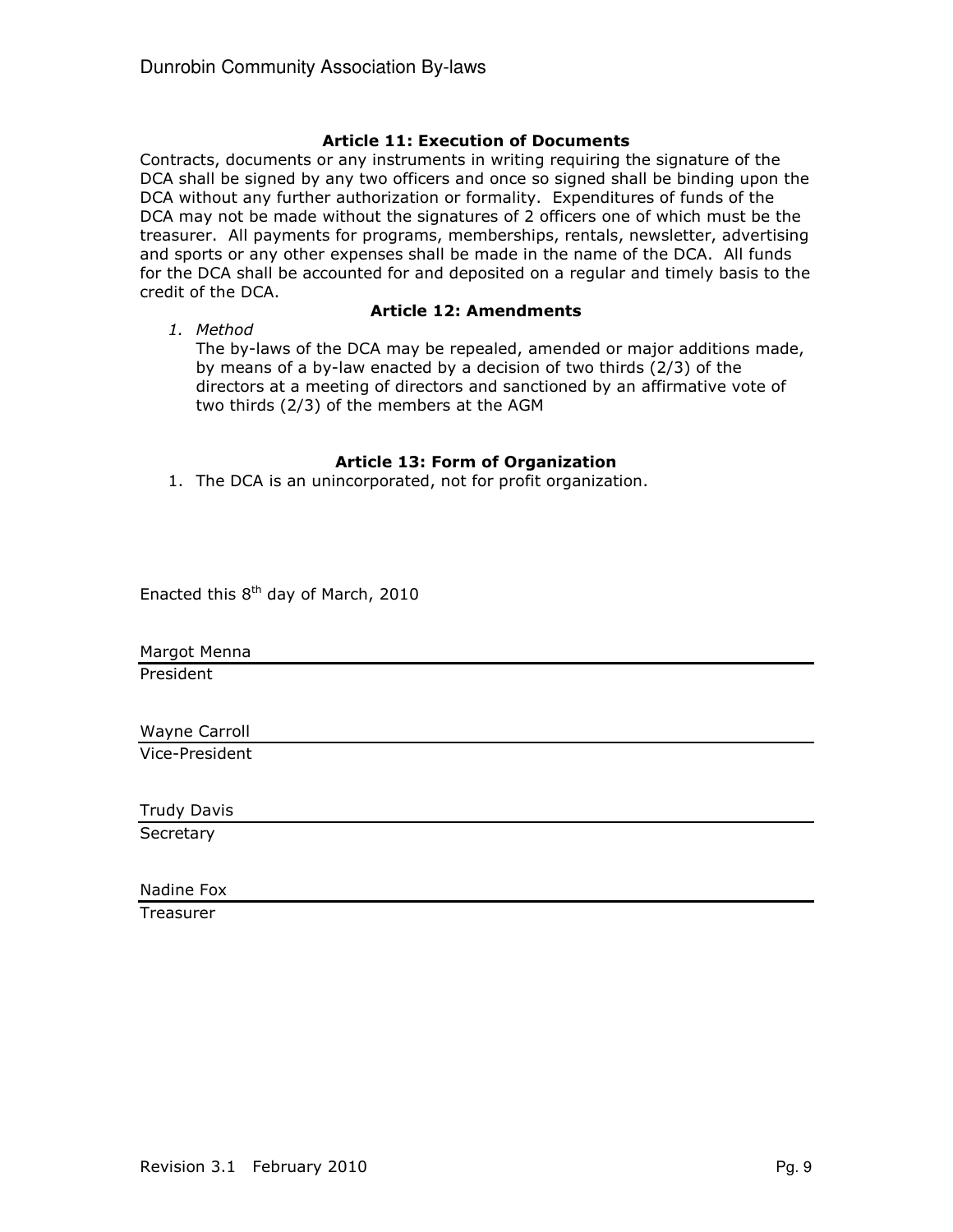### Article 11: Execution of Documents

Contracts, documents or any instruments in writing requiring the signature of the DCA shall be signed by any two officers and once so signed shall be binding upon the DCA without any further authorization or formality. Expenditures of funds of the DCA may not be made without the signatures of 2 officers one of which must be the treasurer. All payments for programs, memberships, rentals, newsletter, advertising and sports or any other expenses shall be made in the name of the DCA. All funds for the DCA shall be accounted for and deposited on a regular and timely basis to the credit of the DCA.

### Article 12: Amendments

1. *Method*

   The by-laws of the DCA may be repealed, amended or major additions made, by means of a by-law enacted by a decision of two thirds (2/3) of the directors at a meeting of directors and sanctioned by an affirmative vote of two thirds (2/3) of the members at the AGM

### Article 13: Form of Organization

1. The DCA is an unincorporated, not for profit organization.

Enacted this 8th day of March, 2010

Margot Menna
President

Wayne Carroll
Vice-President

Trudy Davis
Secretary

Nadine Fox
Treasurer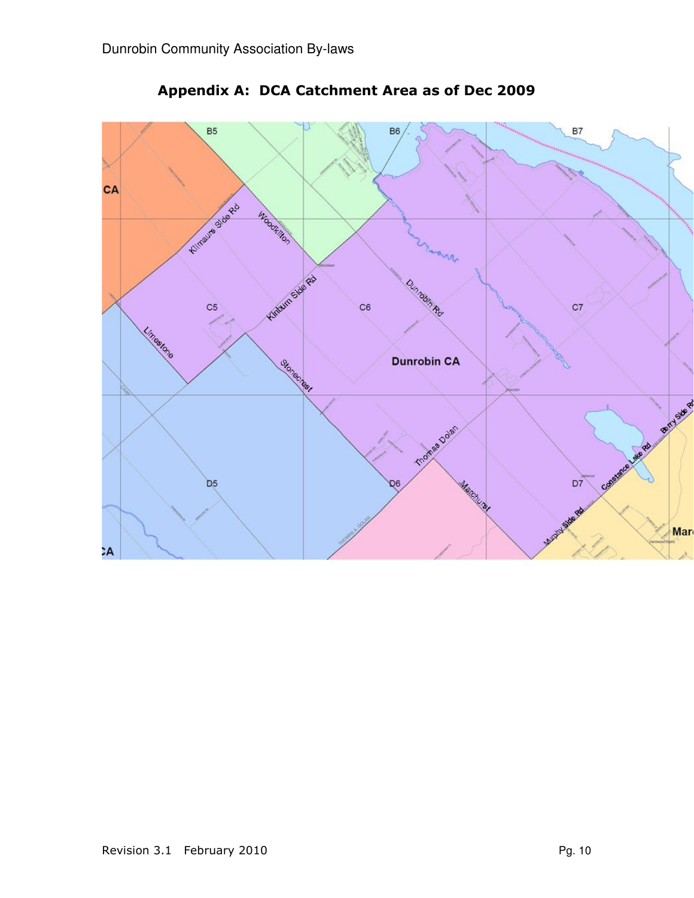## Appendix A: DCA Catchment Area as of Dec 2009

B5
B6
B7
CA
Kilmaurs Side Rd
Woodkilton
Kinburn Side Rd
Dunrobin Rd
C5
C6
C7
Limestone
Stonecrest
Dunrobin CA
Thomas Dolan
Berry Side Rd
Constance Lake Rd
D5
D6
D7
Marchurst
Murphy Side Rd
Mar
CA